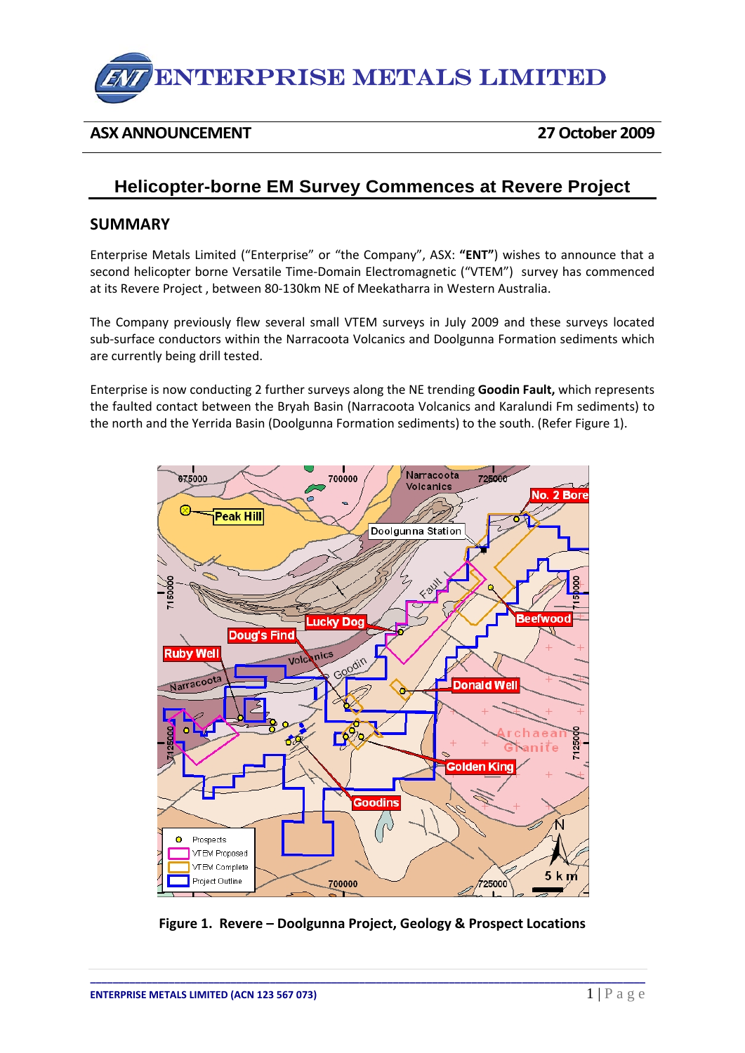# ENTERPRISE METALS LIMITED

**ASX ANNOUNCEMENT** — **27 October 2009**

## Helicopter-borne EM Survey Commences at Revere Project

## SUMMARY

Enterprise Metals Limited ("Enterprise" or "the Company", ASX: **"ENT"**) wishes to announce that a second helicopter borne Versatile Time-Domain Electromagnetic ("VTEM") survey has commenced at its Revere Project , between 80-130km NE of Meekatharra in Western Australia.

The Company previously flew several small VTEM surveys in July 2009 and these surveys located sub-surface conductors within the Narracoota Volcanics and Doolgunna Formation sediments which are currently being drill tested.

Enterprise is now conducting 2 further surveys along the NE trending **Goodin Fault,** which represents the faulted contact between the Bryah Basin (Narracoota Volcanics and Karalundi Fm sediments) to the north and the Yerrida Basin (Doolgunna Formation sediments) to the south. (Refer Figure 1).

**Figure 1. Revere – Doolgunna Project, Geology & Prospect Locations**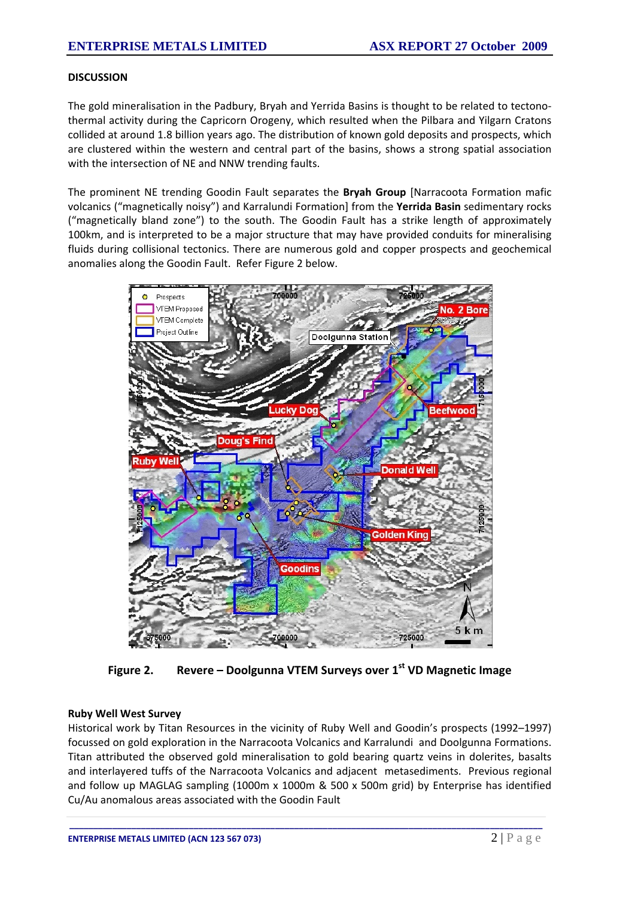## DISCUSSION

The gold mineralisation in the Padbury, Bryah and Yerrida Basins is thought to be related to tectono-thermal activity during the Capricorn Orogeny, which resulted when the Pilbara and Yilgarn Cratons collided at around 1.8 billion years ago. The distribution of known gold deposits and prospects, which are clustered within the western and central part of the basins, shows a strong spatial association with the intersection of NE and NNW trending faults.

The prominent NE trending Goodin Fault separates the **Bryah Group** [Narracoota Formation mafic volcanics ("magnetically noisy") and Karralundi Formation] from the **Yerrida Basin** sedimentary rocks ("magnetically bland zone") to the south. The Goodin Fault has a strike length of approximately 100km, and is interpreted to be a major structure that may have provided conduits for mineralising fluids during collisional tectonics. There are numerous gold and copper prospects and geochemical anomalies along the Goodin Fault. Refer Figure 2 below.

**Figure 2. Revere – Doolgunna VTEM Surveys over 1st VD Magnetic Image**

### Ruby Well West Survey

Historical work by Titan Resources in the vicinity of Ruby Well and Goodin's prospects (1992–1997) focussed on gold exploration in the Narracoota Volcanics and Karralundi and Doolgunna Formations. Titan attributed the observed gold mineralisation to gold bearing quartz veins in dolerites, basalts and interlayered tuffs of the Narracoota Volcanics and adjacent metasediments. Previous regional and follow up MAGLAG sampling (1000m x 1000m & 500 x 500m grid) by Enterprise has identified Cu/Au anomalous areas associated with the Goodin Fault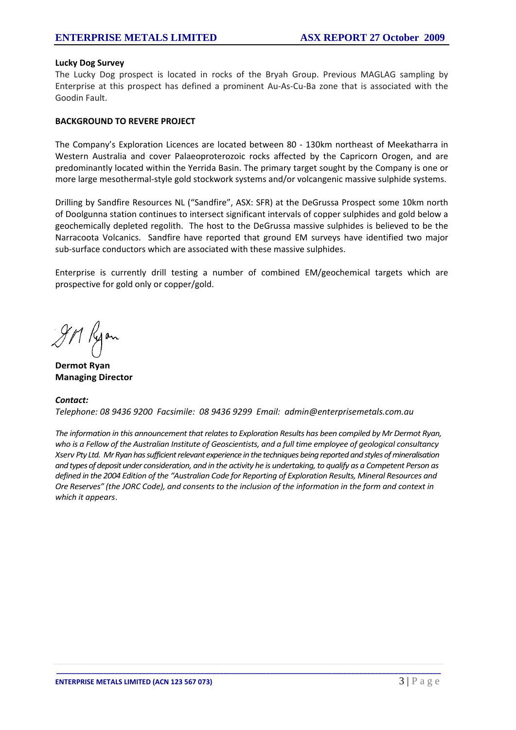**Lucky Dog Survey**

The Lucky Dog prospect is located in rocks of the Bryah Group. Previous MAGLAG sampling by Enterprise at this prospect has defined a prominent Au-As-Cu-Ba zone that is associated with the Goodin Fault.

**BACKGROUND TO REVERE PROJECT**

The Company's Exploration Licences are located between 80 - 130km northeast of Meekatharra in Western Australia and cover Palaeoproterozoic rocks affected by the Capricorn Orogen, and are predominantly located within the Yerrida Basin. The primary target sought by the Company is one or more large mesothermal-style gold stockwork systems and/or volcangenic massive sulphide systems.

Drilling by Sandfire Resources NL ("Sandfire", ASX: SFR) at the DeGrussa Prospect some 10km north of Doolgunna station continues to intersect significant intervals of copper sulphides and gold below a geochemically depleted regolith. The host to the DeGrussa massive sulphides is believed to be the Narracoota Volcanics. Sandfire have reported that ground EM surveys have identified two major sub-surface conductors which are associated with these massive sulphides.

Enterprise is currently drill testing a number of combined EM/geochemical targets which are prospective for gold only or copper/gold.

**Dermot Ryan**
**Managing Director**

***Contact:***
*Telephone: 08 9436 9200 Facsimile: 08 9436 9299 Email: admin@enterprisemetals.com.au*

*The information in this announcement that relates to Exploration Results has been compiled by Mr Dermot Ryan, who is a Fellow of the Australian Institute of Geoscientists, and a full time employee of geological consultancy Xserv Pty Ltd. Mr Ryan has sufficient relevant experience in the techniques being reported and styles of mineralisation and types of deposit under consideration, and in the activity he is undertaking, to qualify as a Competent Person as defined in the 2004 Edition of the "Australian Code for Reporting of Exploration Results, Mineral Resources and Ore Reserves" (the JORC Code), and consents to the inclusion of the information in the form and context in which it appears.*